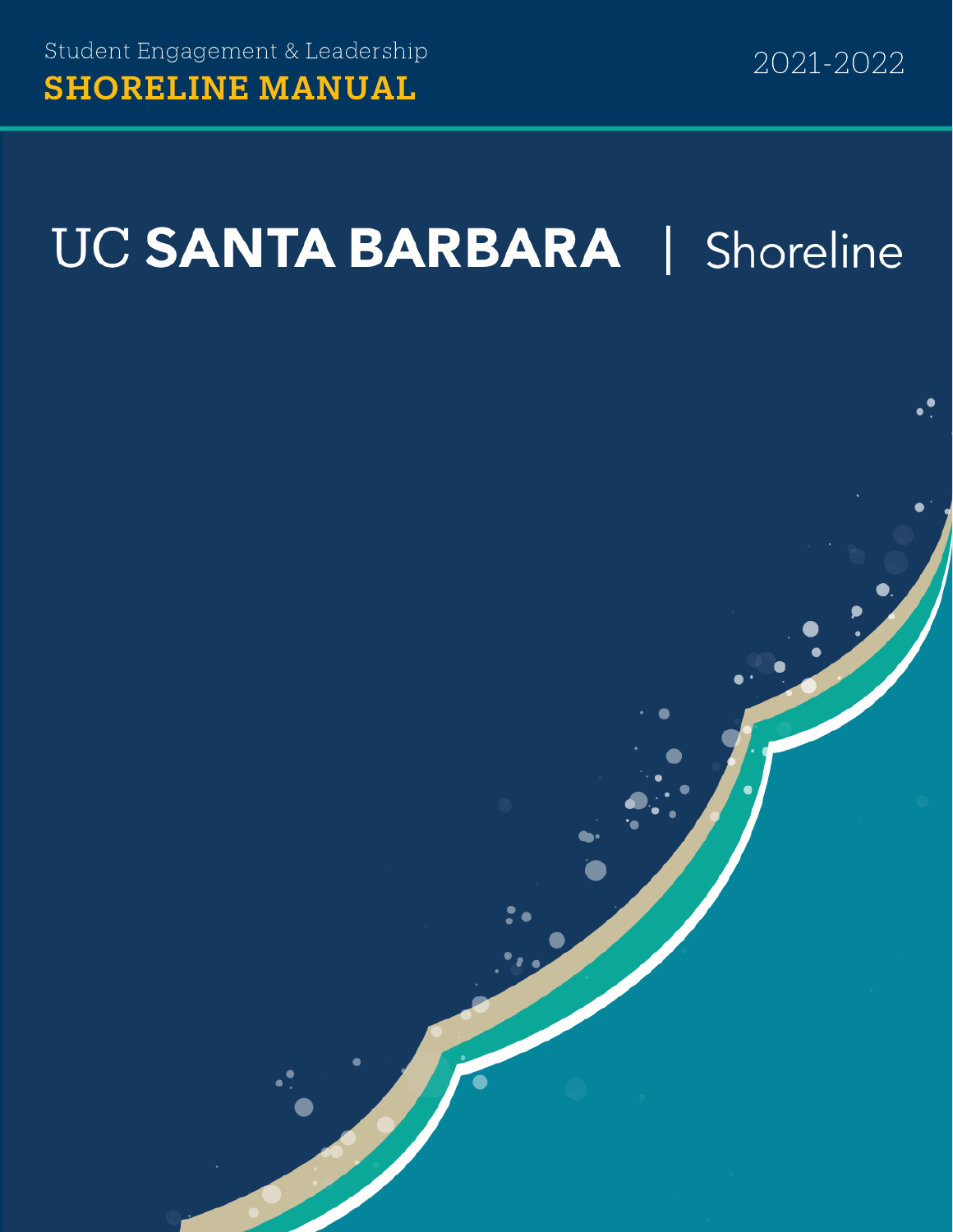Student Engagement & Leadership

# SHORELINE MANUAL

2021-2022

## UC SANTA BARBARA | Shoreline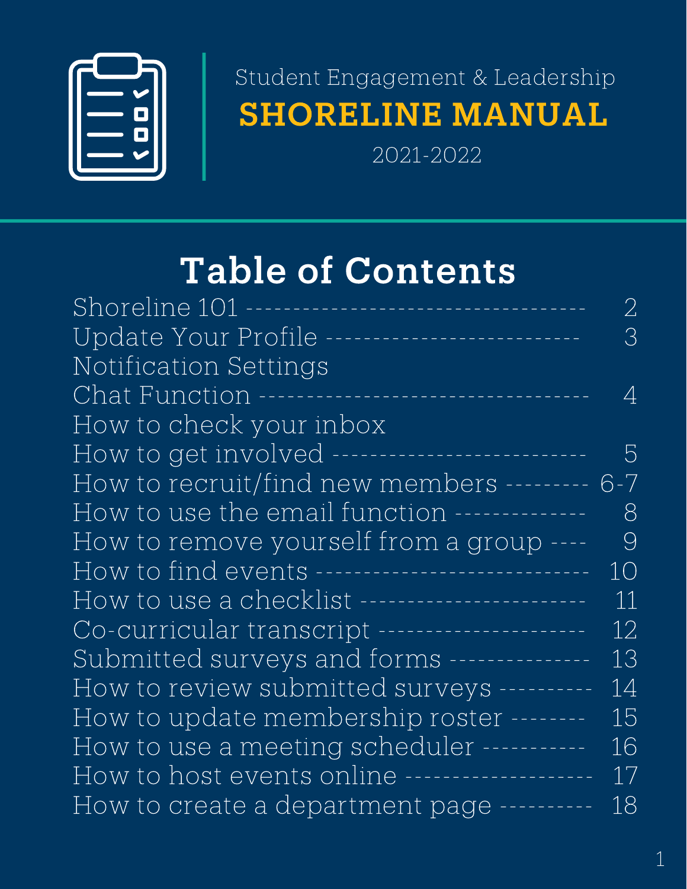Student Engagement & Leadership

# SHORELINE MANUAL

2021-2022

## Table of Contents

| Section | Page |
|---|---|
| Shoreline 101 | 2 |
| Update Your Profile | 3 |
| Notification Settings | |
| Chat Function | 4 |
| How to check your inbox | |
| How to get involved | 5 |
| How to recruit/find new members | 6-7 |
| How to use the email function | 8 |
| How to remove yourself from a group | 9 |
| How to find events | 10 |
| How to use a checklist | 11 |
| Co-curricular transcript | 12 |
| Submitted surveys and forms | 13 |
| How to review submitted surveys | 14 |
| How to update membership roster | 15 |
| How to use a meeting scheduler | 16 |
| How to host events online | 17 |
| How to create a department page | 18 |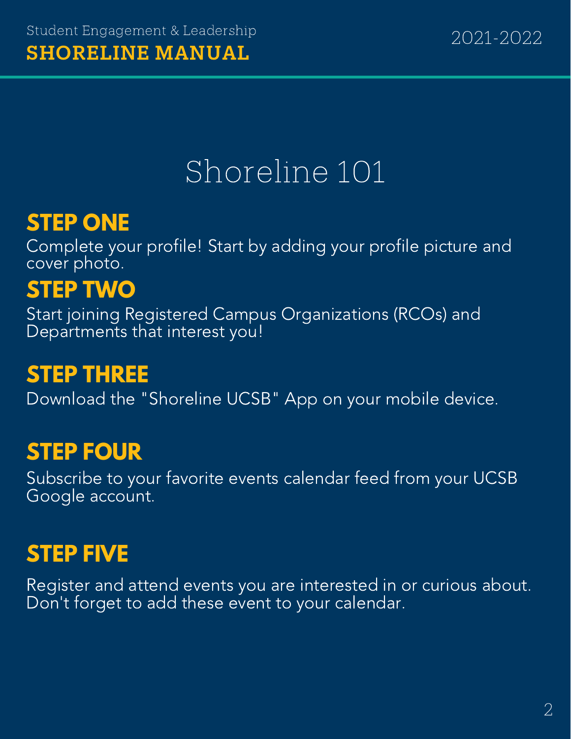# Shoreline 101

## STEP ONE

Complete your profile! Start by adding your profile picture and cover photo.

## STEP TWO

Start joining Registered Campus Organizations (RCOs) and Departments that interest you!

## STEP THREE

Download the "Shoreline UCSB" App on your mobile device.

## STEP FOUR

Subscribe to your favorite events calendar feed from your UCSB Google account.

## STEP FIVE

Register and attend events you are interested in or curious about. Don't forget to add these event to your calendar.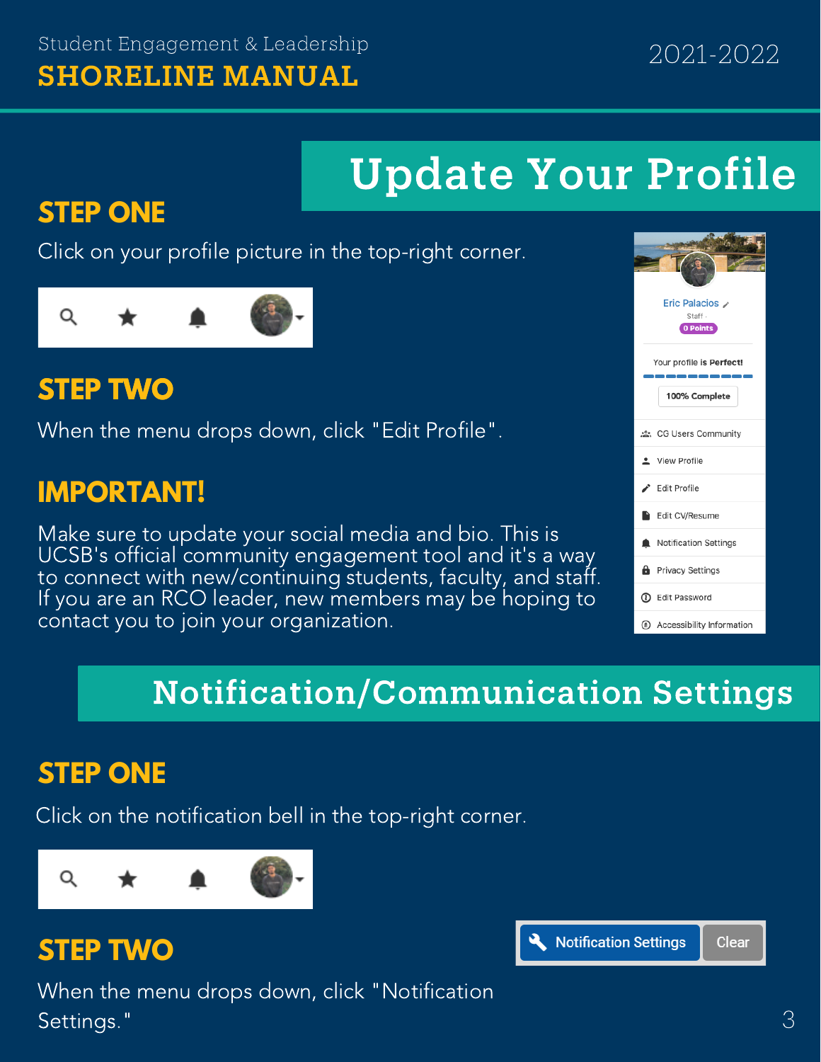# Update Your Profile

## STEP ONE

Click on your profile picture in the top-right corner.

## STEP TWO

When the menu drops down, click "Edit Profile".

## IMPORTANT!

Make sure to update your social media and bio. This is UCSB's official community engagement tool and it's a way to connect with new/continuing students, faculty, and staff. If you are an RCO leader, new members may be hoping to contact you to join your organization.

# Notification/Communication Settings

## STEP ONE

Click on the notification bell in the top-right corner.

## STEP TWO

When the menu drops down, click "Notification Settings."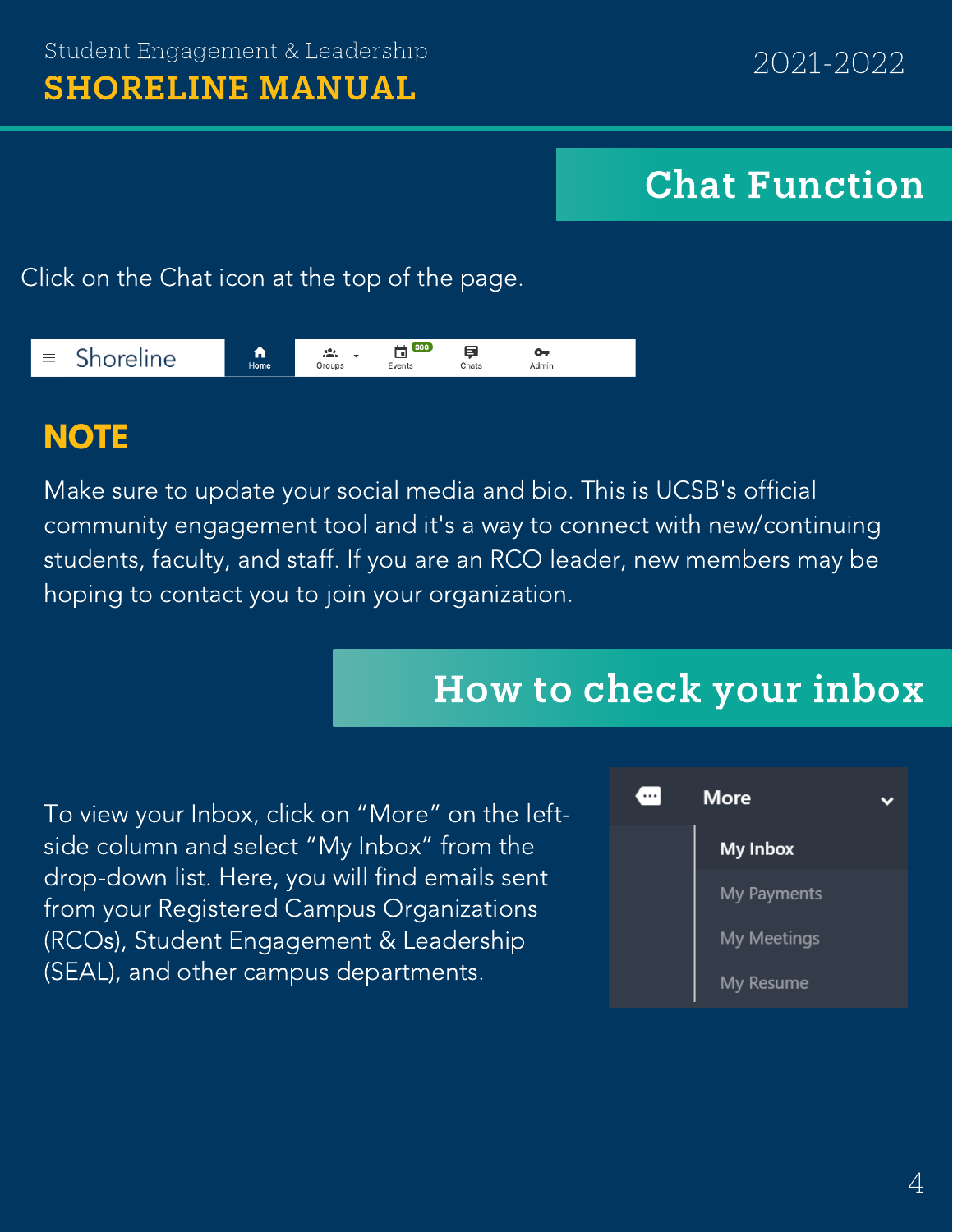## Chat Function

Click on the Chat icon at the top of the page.

Shoreline | Home | Groups | Events | Chats | Admin

### NOTE

Make sure to update your social media and bio. This is UCSB's official community engagement tool and it's a way to connect with new/continuing students, faculty, and staff. If you are an RCO leader, new members may be hoping to contact you to join your organization.

## How to check your inbox

To view your Inbox, click on "More" on the left-side column and select "My Inbox" from the drop-down list. Here, you will find emails sent from your Registered Campus Organizations (RCOs), Student Engagement & Leadership (SEAL), and other campus departments.

More
- My Inbox
- My Payments
- My Meetings
- My Resume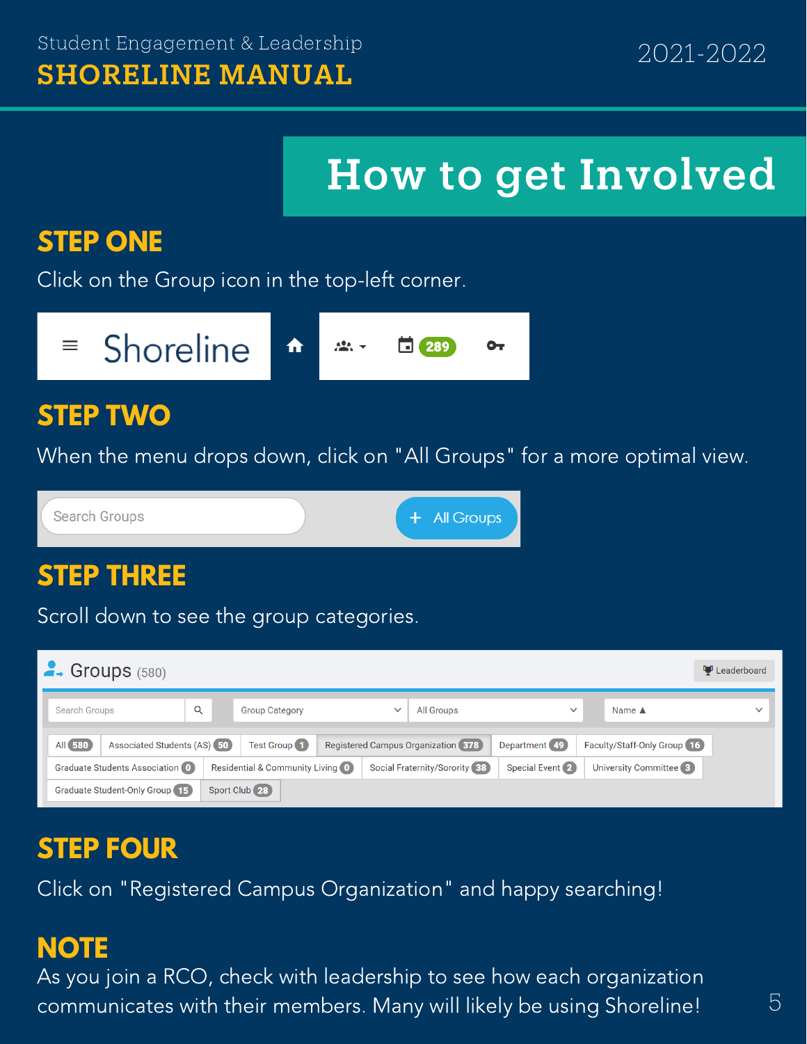# How to get Involved

## STEP ONE

Click on the Group icon in the top-left corner.

## STEP TWO

When the menu drops down, click on "All Groups" for a more optimal view.

## STEP THREE

Scroll down to see the group categories.

## STEP FOUR

Click on "Registered Campus Organization" and happy searching!

## NOTE

As you join a RCO, check with leadership to see how each organization communicates with their members. Many will likely be using Shoreline!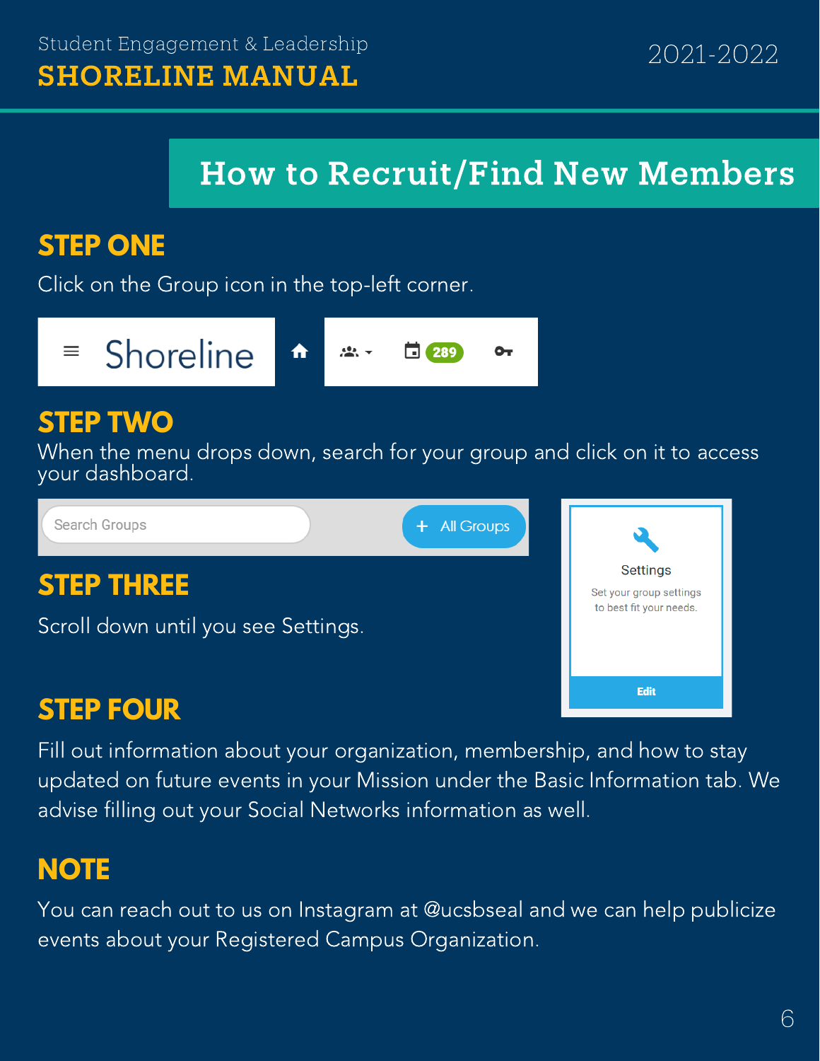# How to Recruit/Find New Members

## STEP ONE

Click on the Group icon in the top-left corner.

## STEP TWO

When the menu drops down, search for your group and click on it to access your dashboard.

## STEP THREE

Scroll down until you see Settings.

## STEP FOUR

Fill out information about your organization, membership, and how to stay updated on future events in your Mission under the Basic Information tab. We advise filling out your Social Networks information as well.

## NOTE

You can reach out to us on Instagram at @ucsbseal and we can help publicize events about your Registered Campus Organization.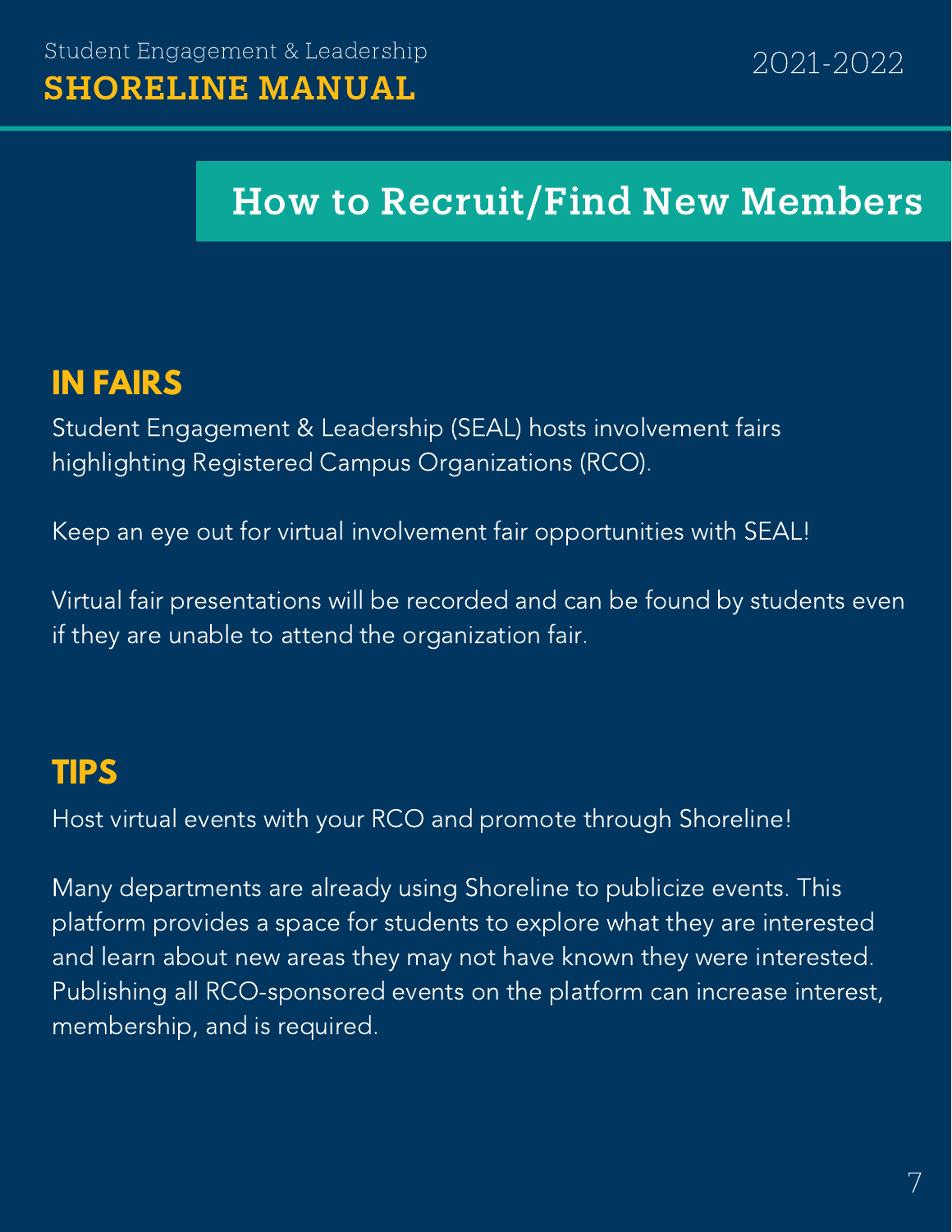# How to Recruit/Find New Members

## IN FAIRS

Student Engagement & Leadership (SEAL) hosts involvement fairs highlighting Registered Campus Organizations (RCO).

Keep an eye out for virtual involvement fair opportunities with SEAL!

Virtual fair presentations will be recorded and can be found by students even if they are unable to attend the organization fair.

## TIPS

Host virtual events with your RCO and promote through Shoreline!

Many departments are already using Shoreline to publicize events. This platform provides a space for students to explore what they are interested and learn about new areas they may not have known they were interested. Publishing all RCO-sponsored events on the platform can increase interest, membership, and is required.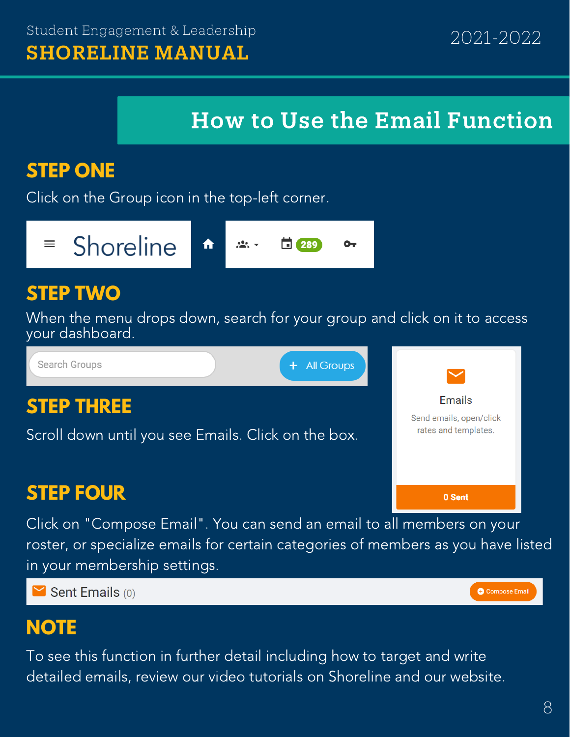# How to Use the Email Function

## STEP ONE

Click on the Group icon in the top-left corner.

## STEP TWO

When the menu drops down, search for your group and click on it to access your dashboard.

## STEP THREE

Scroll down until you see Emails. Click on the box.

## STEP FOUR

Click on "Compose Email". You can send an email to all members on your roster, or specialize emails for certain categories of members as you have listed in your membership settings.

## NOTE

To see this function in further detail including how to target and write detailed emails, review our video tutorials on Shoreline and our website.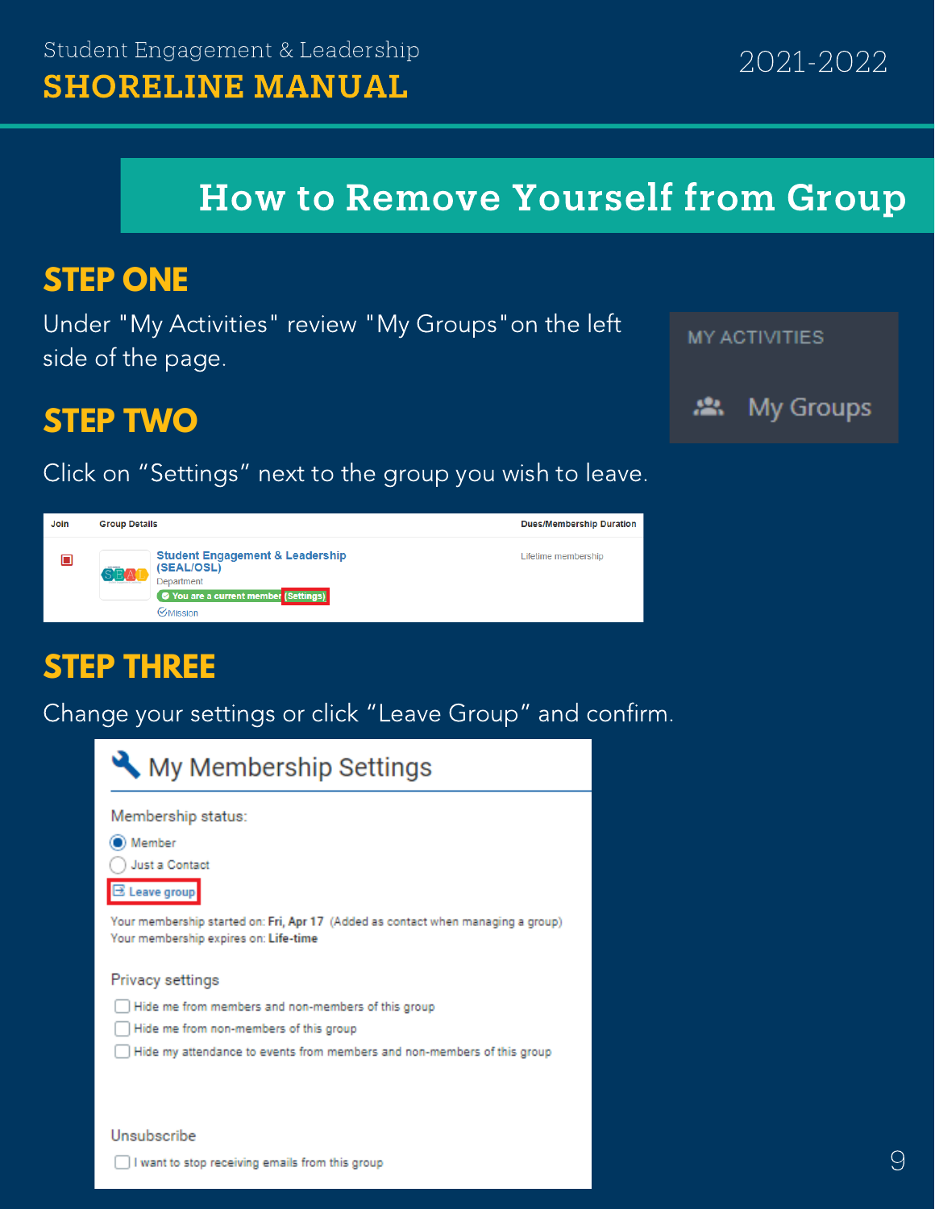# How to Remove Yourself from Group

## STEP ONE

Under "My Activities" review "My Groups"on the left side of the page.

## STEP TWO

Click on "Settings" next to the group you wish to leave.

## STEP THREE

Change your settings or click "Leave Group" and confirm.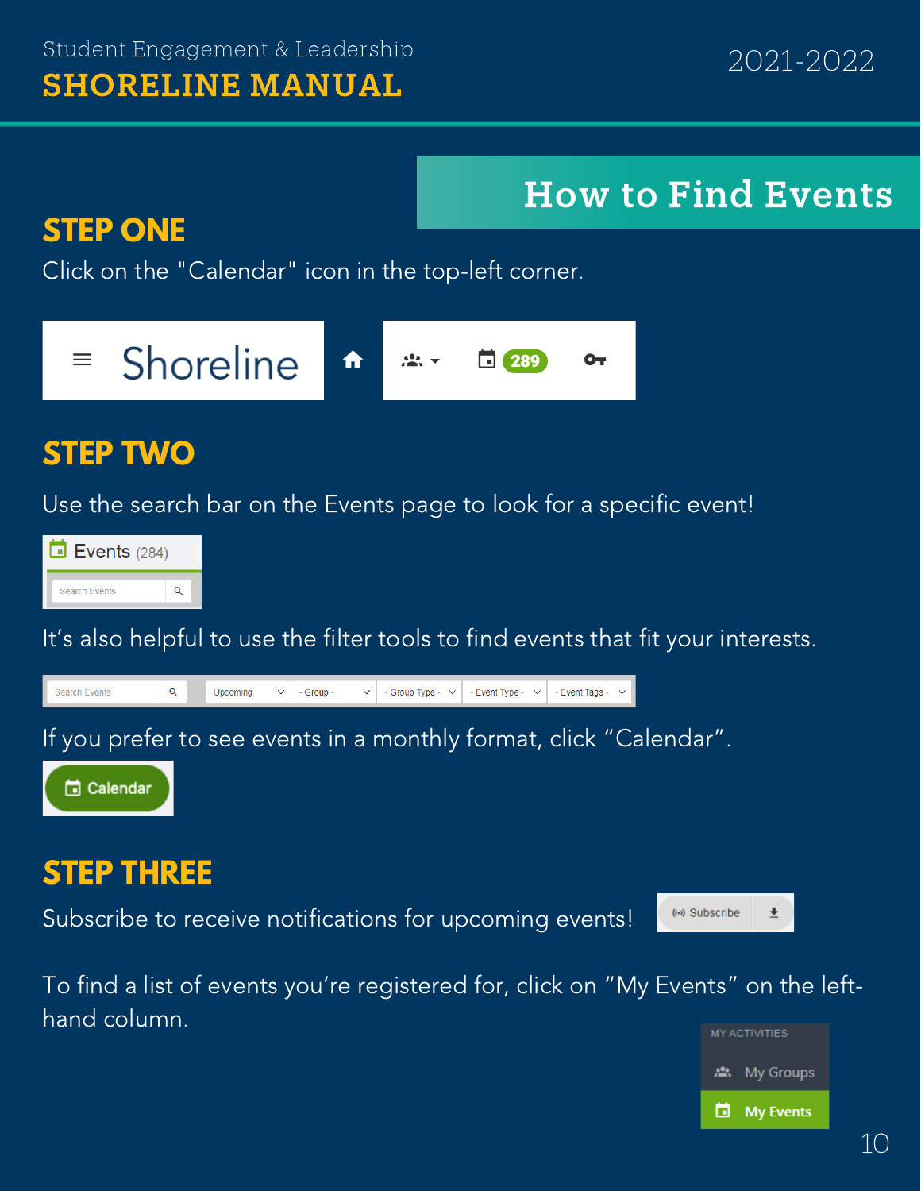# How to Find Events

## STEP ONE

Click on the "Calendar" icon in the top-left corner.

## STEP TWO

Use the search bar on the Events page to look for a specific event!

It's also helpful to use the filter tools to find events that fit your interests.

If you prefer to see events in a monthly format, click "Calendar".

## STEP THREE

Subscribe to receive notifications for upcoming events!

To find a list of events you're registered for, click on "My Events" on the left-hand column.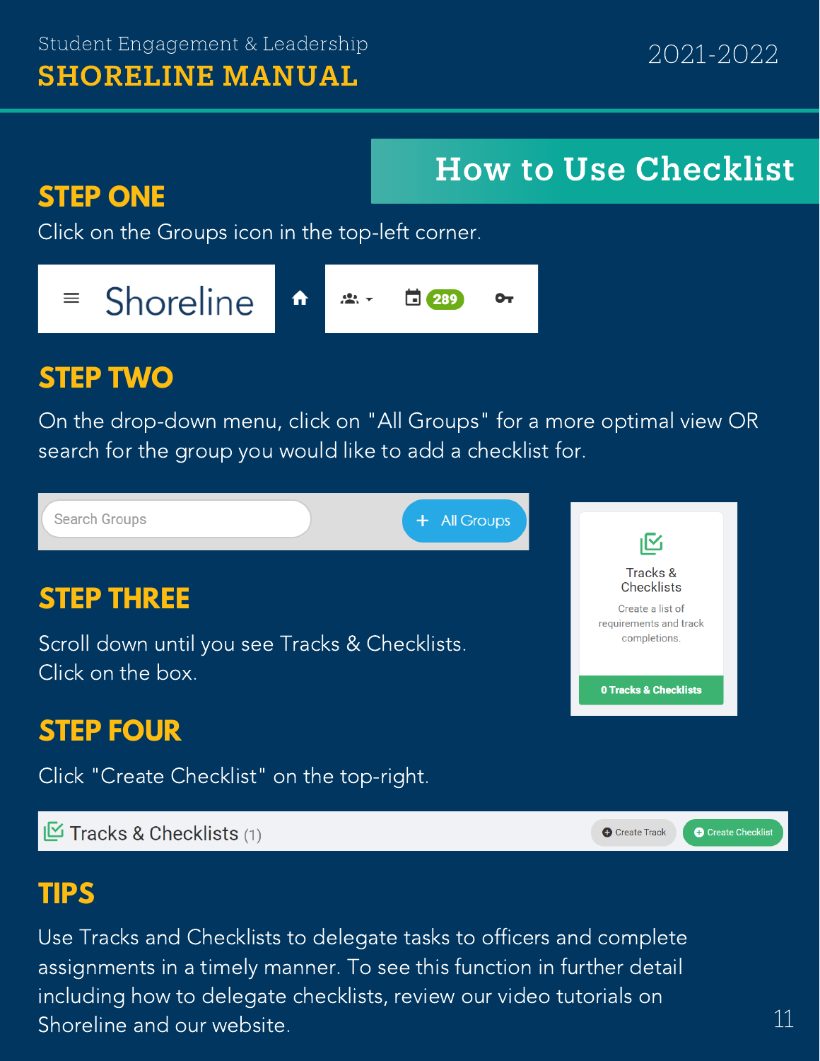# How to Use Checklist

## STEP ONE

Click on the Groups icon in the top-left corner.

## STEP TWO

On the drop-down menu, click on "All Groups" for a more optimal view OR search for the group you would like to add a checklist for.

## STEP THREE

Scroll down until you see Tracks & Checklists. Click on the box.

## STEP FOUR

Click "Create Checklist" on the top-right.

## TIPS

Use Tracks and Checklists to delegate tasks to officers and complete assignments in a timely manner. To see this function in further detail including how to delegate checklists, review our video tutorials on Shoreline and our website.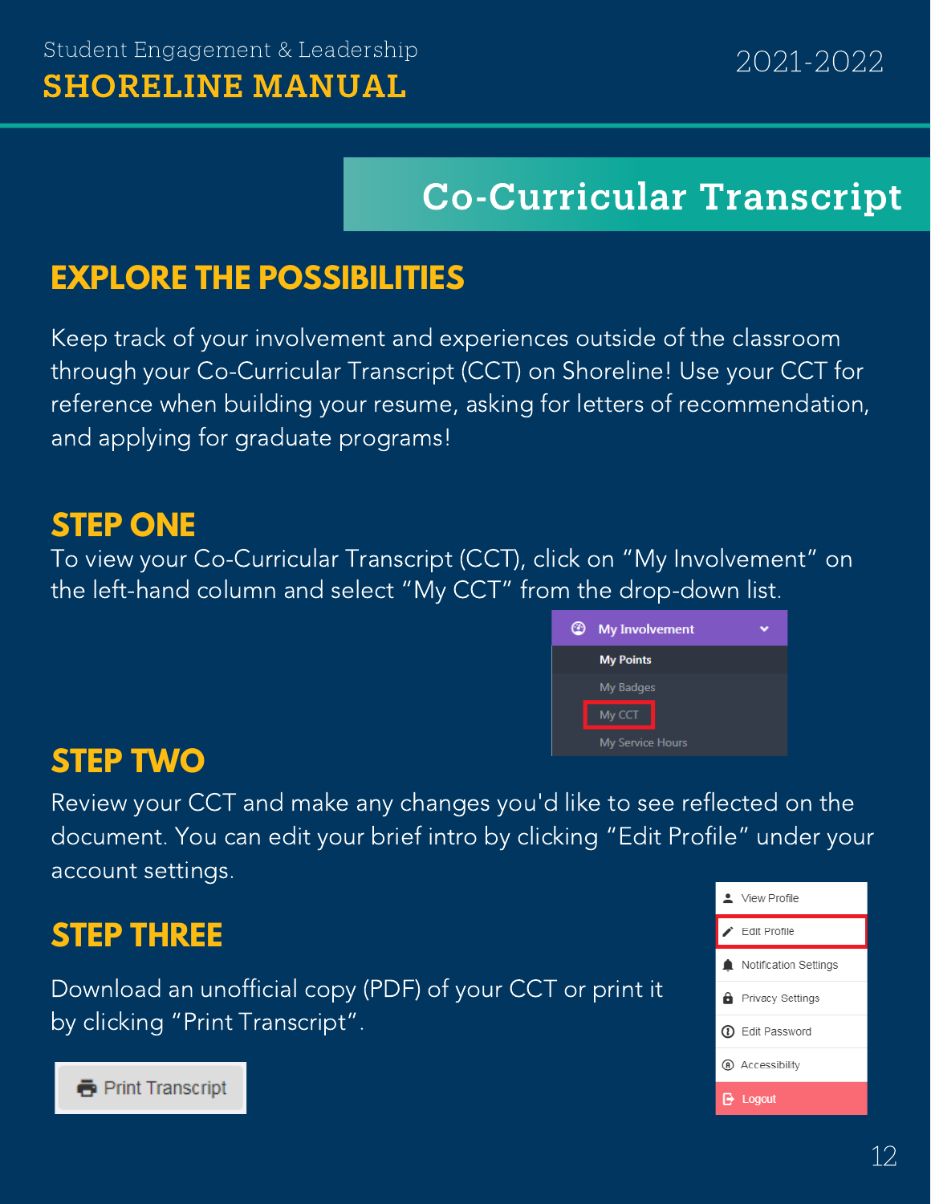# Co-Curricular Transcript

## EXPLORE THE POSSIBILITIES

Keep track of your involvement and experiences outside of the classroom through your Co-Curricular Transcript (CCT) on Shoreline! Use your CCT for reference when building your resume, asking for letters of recommendation, and applying for graduate programs!

## STEP ONE

To view your Co-Curricular Transcript (CCT), click on "My Involvement" on the left-hand column and select "My CCT" from the drop-down list.

- My Involvement
  - My Points
  - My Badges
  - My CCT
  - My Service Hours

## STEP TWO

Review your CCT and make any changes you'd like to see reflected on the document. You can edit your brief intro by clicking "Edit Profile" under your account settings.

- View Profile
- Edit Profile
- Notification Settings
- Privacy Settings
- Edit Password
- Accessibility
- Logout

## STEP THREE

Download an unofficial copy (PDF) of your CCT or print it by clicking "Print Transcript".

Print Transcript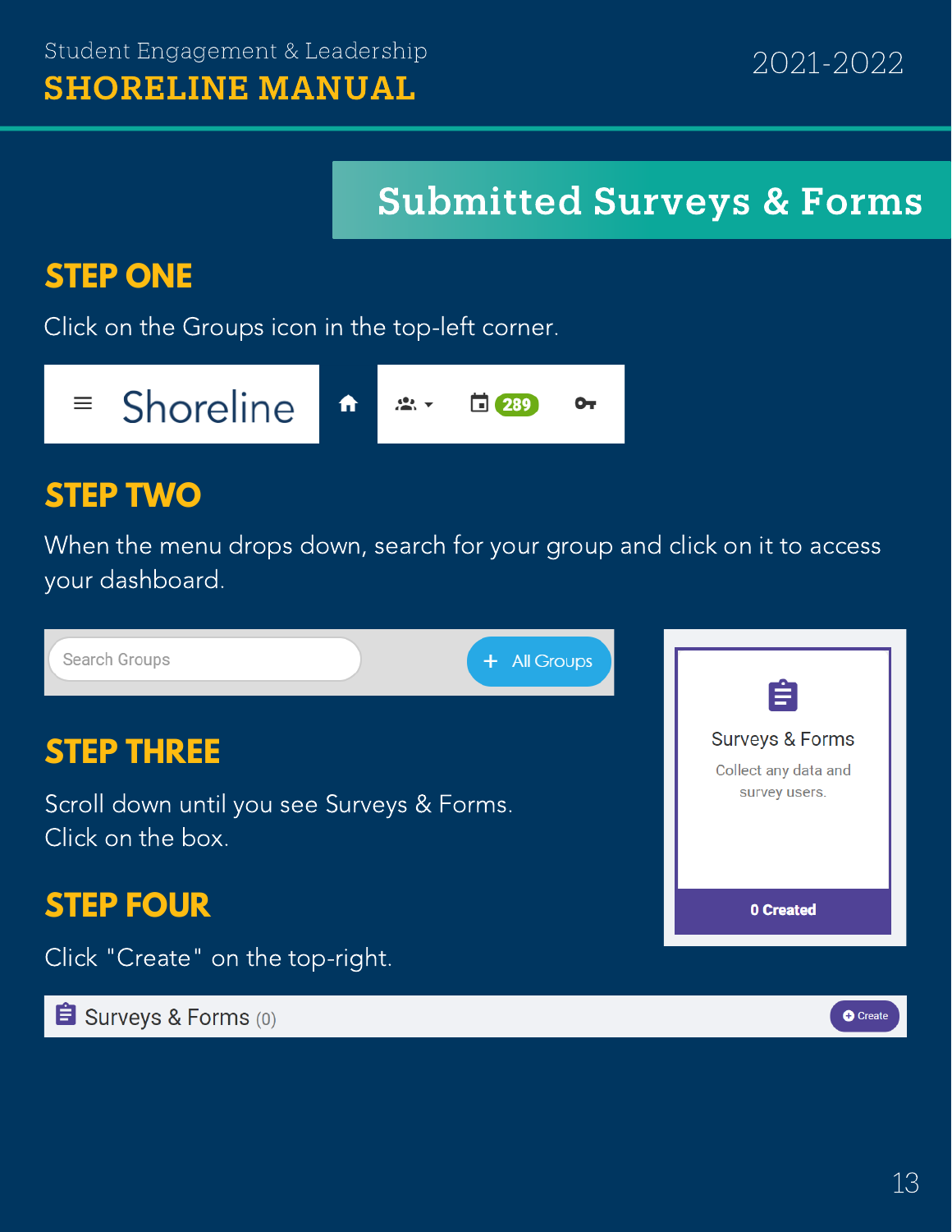# Submitted Surveys & Forms

## STEP ONE

Click on the Groups icon in the top-left corner.

## STEP TWO

When the menu drops down, search for your group and click on it to access your dashboard.

## STEP THREE

Scroll down until you see Surveys & Forms. Click on the box.

## STEP FOUR

Click "Create" on the top-right.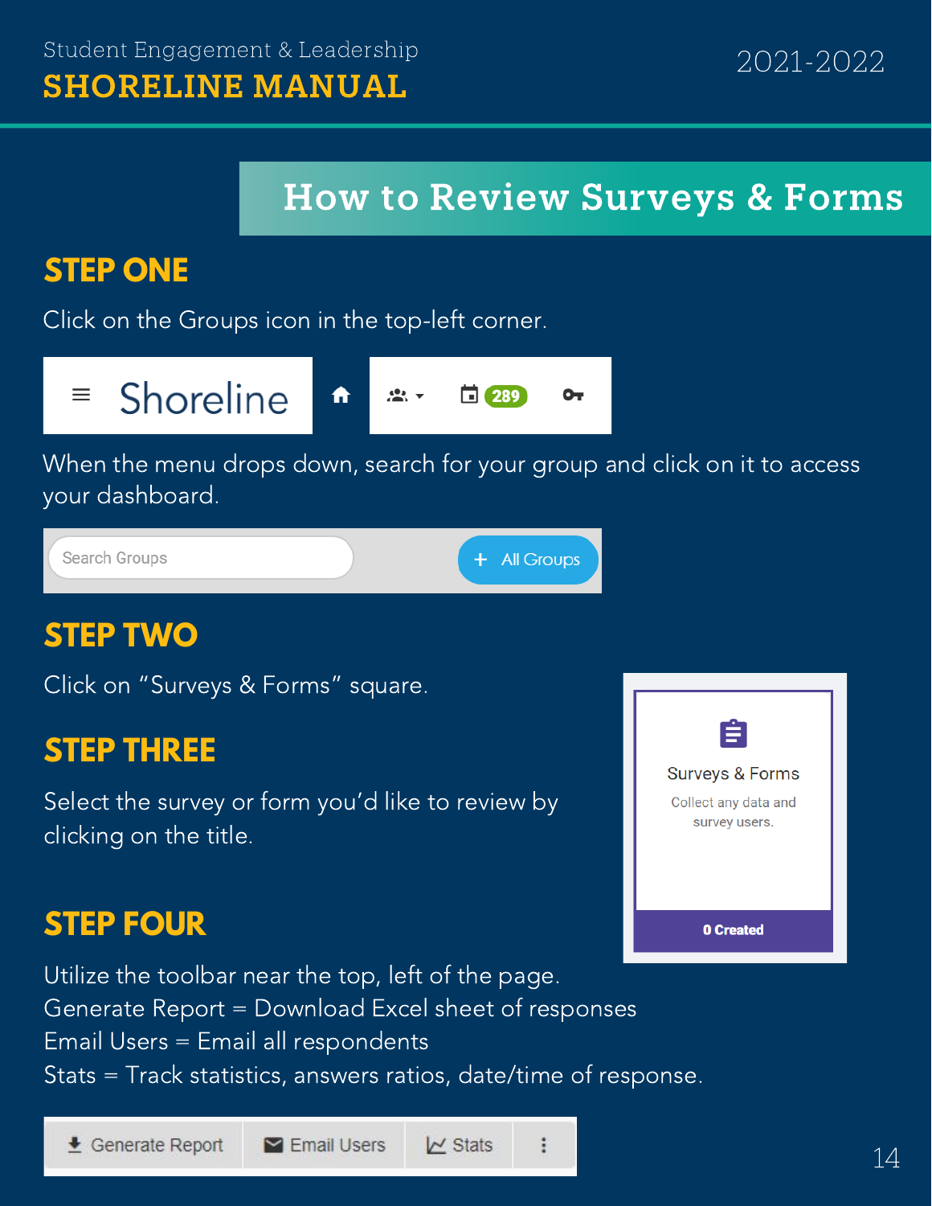## How to Review Surveys & Forms

### STEP ONE

Click on the Groups icon in the top-left corner.

When the menu drops down, search for your group and click on it to access your dashboard.

### STEP TWO

Click on "Surveys & Forms" square.

### STEP THREE

Select the survey or form you'd like to review by clicking on the title.

### STEP FOUR

Utilize the toolbar near the top, left of the page.

Generate Report = Download Excel sheet of responses

Email Users = Email all respondents

Stats = Track statistics, answers ratios, date/time of response.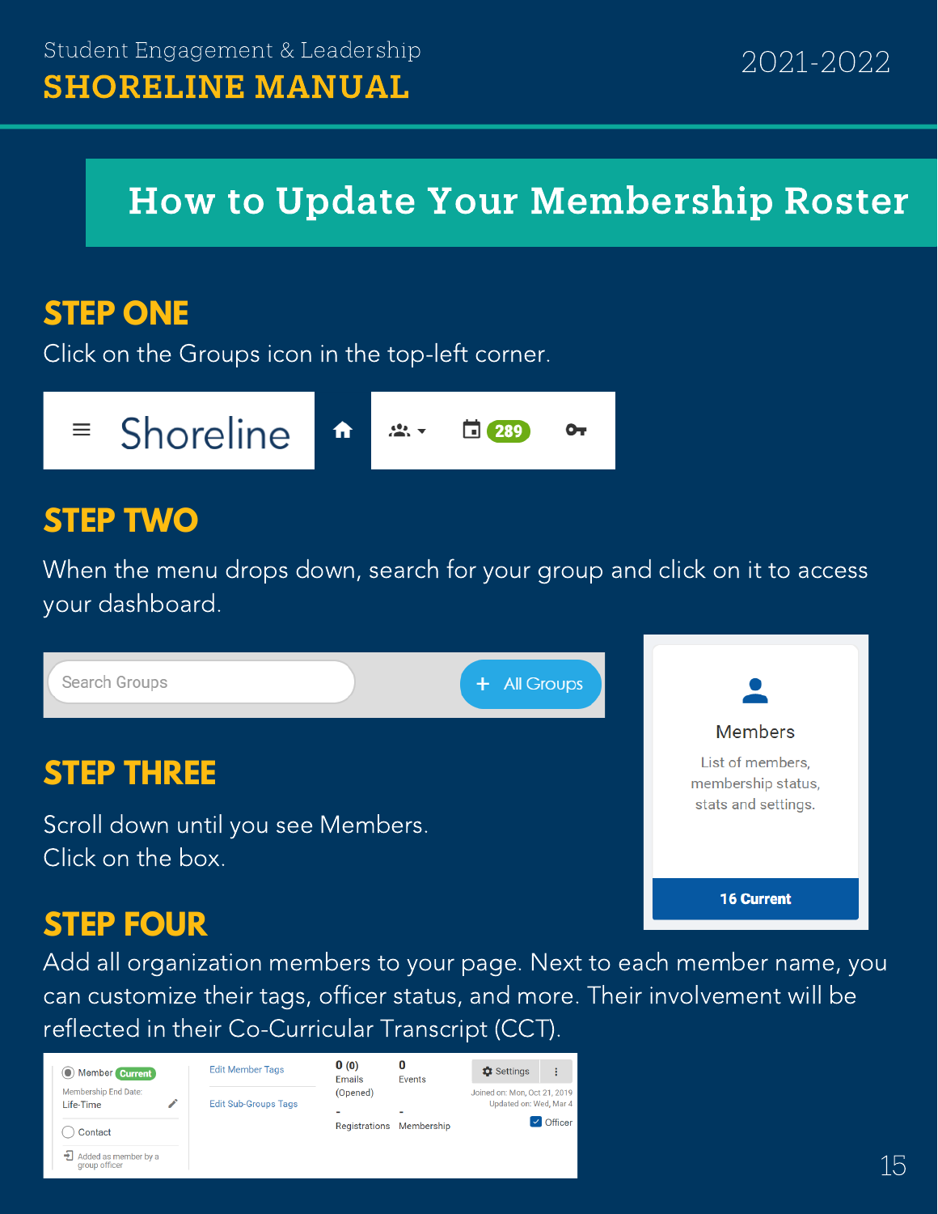# How to Update Your Membership Roster

## STEP ONE

Click on the Groups icon in the top-left corner.

## STEP TWO

When the menu drops down, search for your group and click on it to access your dashboard.

## STEP THREE

Scroll down until you see Members.
Click on the box.

## STEP FOUR

Add all organization members to your page. Next to each member name, you can customize their tags, officer status, and more. Their involvement will be reflected in their Co-Curricular Transcript (CCT).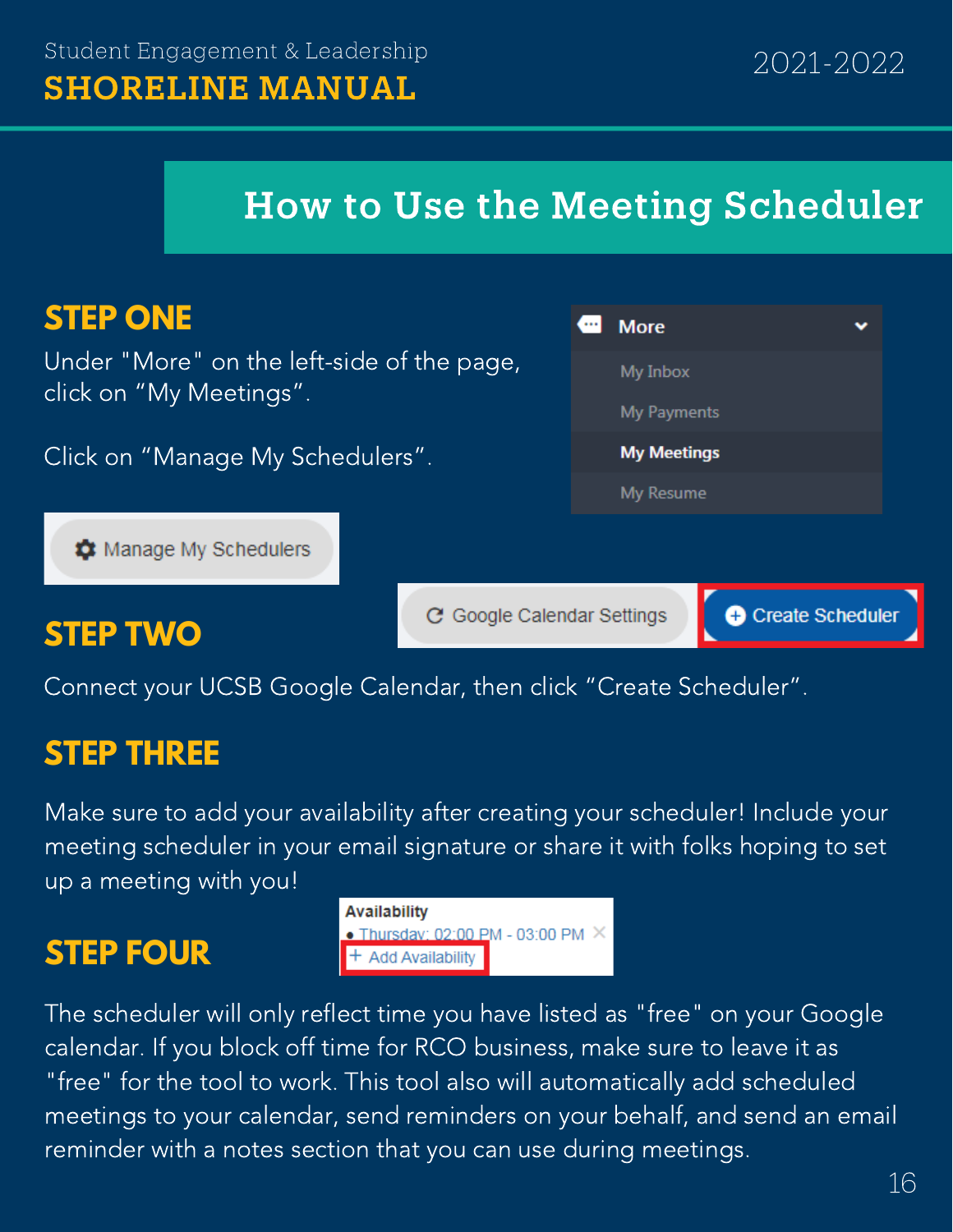# How to Use the Meeting Scheduler

## STEP ONE

Under "More" on the left-side of the page, click on "My Meetings".

Click on "Manage My Schedulers".

## STEP TWO

Connect your UCSB Google Calendar, then click "Create Scheduler".

## STEP THREE

Make sure to add your availability after creating your scheduler! Include your meeting scheduler in your email signature or share it with folks hoping to set up a meeting with you!

## STEP FOUR

The scheduler will only reflect time you have listed as "free" on your Google calendar. If you block off time for RCO business, make sure to leave it as "free" for the tool to work. This tool also will automatically add scheduled meetings to your calendar, send reminders on your behalf, and send an email reminder with a notes section that you can use during meetings.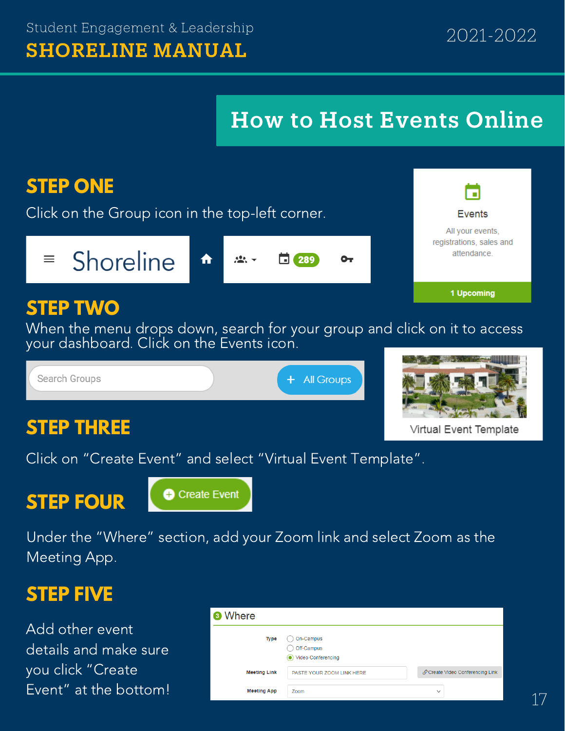# How to Host Events Online

## STEP ONE

Click on the Group icon in the top-left corner.

## STEP TWO

When the menu drops down, search for your group and click on it to access your dashboard. Click on the Events icon.

## STEP THREE

Click on "Create Event" and select "Virtual Event Template".

## STEP FOUR

Under the "Where" section, add your Zoom link and select Zoom as the Meeting App.

## STEP FIVE

Add other event details and make sure you click "Create Event" at the bottom!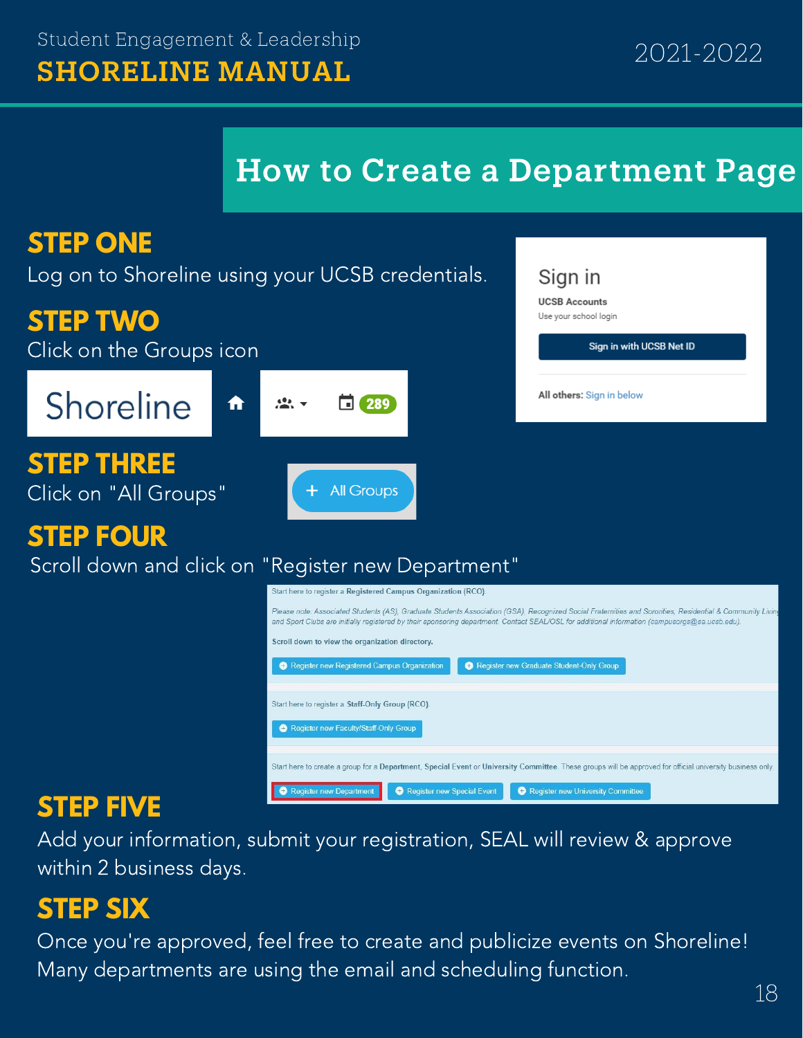Student Engagement & Leadership

# SHORELINE MANUAL

2021-2022

## How to Create a Department Page

### STEP ONE

Log on to Shoreline using your UCSB credentials.

Sign in

UCSB Accounts

Use your school login

Sign in with UCSB Net ID

All others: Sign in below

### STEP TWO

Click on the Groups icon

Shoreline

289

### STEP THREE

Click on "All Groups"

+ All Groups

### STEP FOUR

Scroll down and click on "Register new Department"

Start here to register a **Registered Campus Organization** (RCO).

*Please note: Associated Students (AS), Graduate Students Association (GSA), Recognized Social Fraternities and Sororities, Residential & Community Living and Sport Clubs are initially registered by their sponsoring department. Contact SEAL/OSL for additional information (campusorgs@sa.ucsb.edu).*

**Scroll down to view the organization directory.**

Register new Registered Campus Organization | Register new Graduate Student-Only Group

Start here to register a **Staff-Only Group** (RCO).

Register new Faculty/Staff-Only Group

Start here to create a group for a **Department**, **Special Event** or **University Committee**. These groups will be approved for official university business only.

Register new Department | Register new Special Event | Register new University Committee

### STEP FIVE

Add your information, submit your registration, SEAL will review & approve within 2 business days.

### STEP SIX

Once you're approved, feel free to create and publicize events on Shoreline! Many departments are using the email and scheduling function.